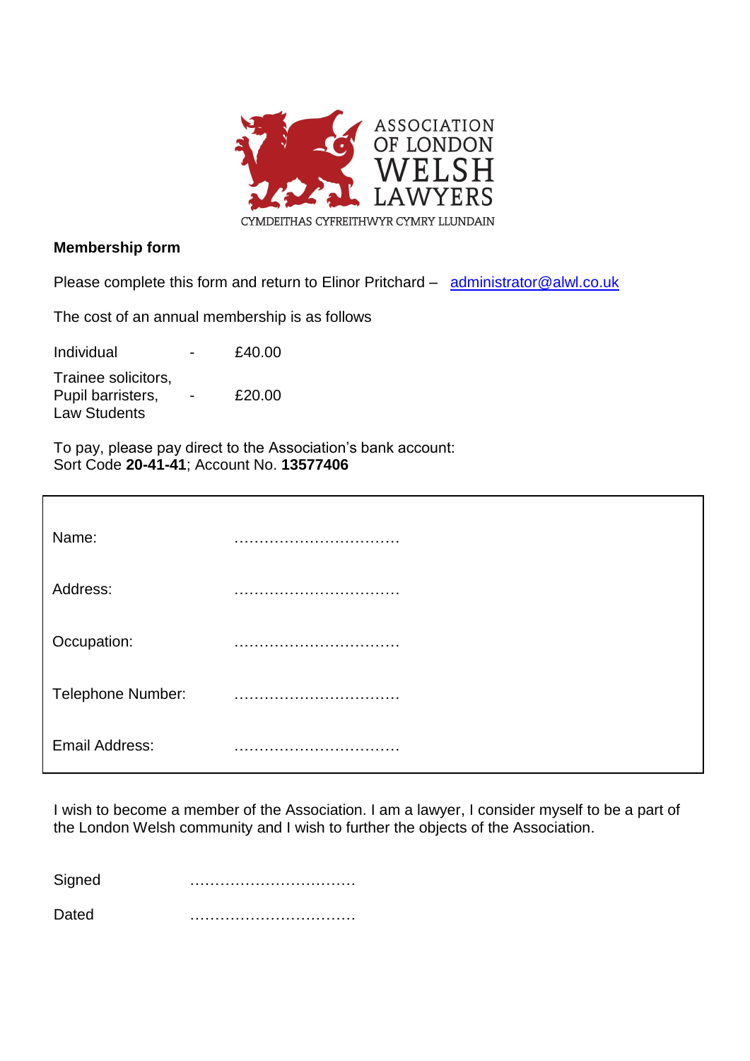ASSOCIATION OF LONDON WELSH LAWYERS

CYMDEITHAS CYFREITHWYR CYMRY LLUNDAIN

**Membership form**

Please complete this form and return to Elinor Pritchard – administrator@alwl.co.uk

The cost of an annual membership is as follows

| | | |
|---|---|---|
| Individual | - | £40.00 |
| Trainee solicitors, Pupil barristers, Law Students | - | £20.00 |

To pay, please pay direct to the Association's bank account:
Sort Code **20-41-41**; Account No. **13577406**

| | |
|---|---|
| Name: | …………………………… |
| Address: | …………………………… |
| Occupation: | …………………………… |
| Telephone Number: | …………………………… |
| Email Address: | …………………………… |

I wish to become a member of the Association. I am a lawyer, I consider myself to be a part of the London Welsh community and I wish to further the objects of the Association.

Signed ……………………………

Dated ……………………………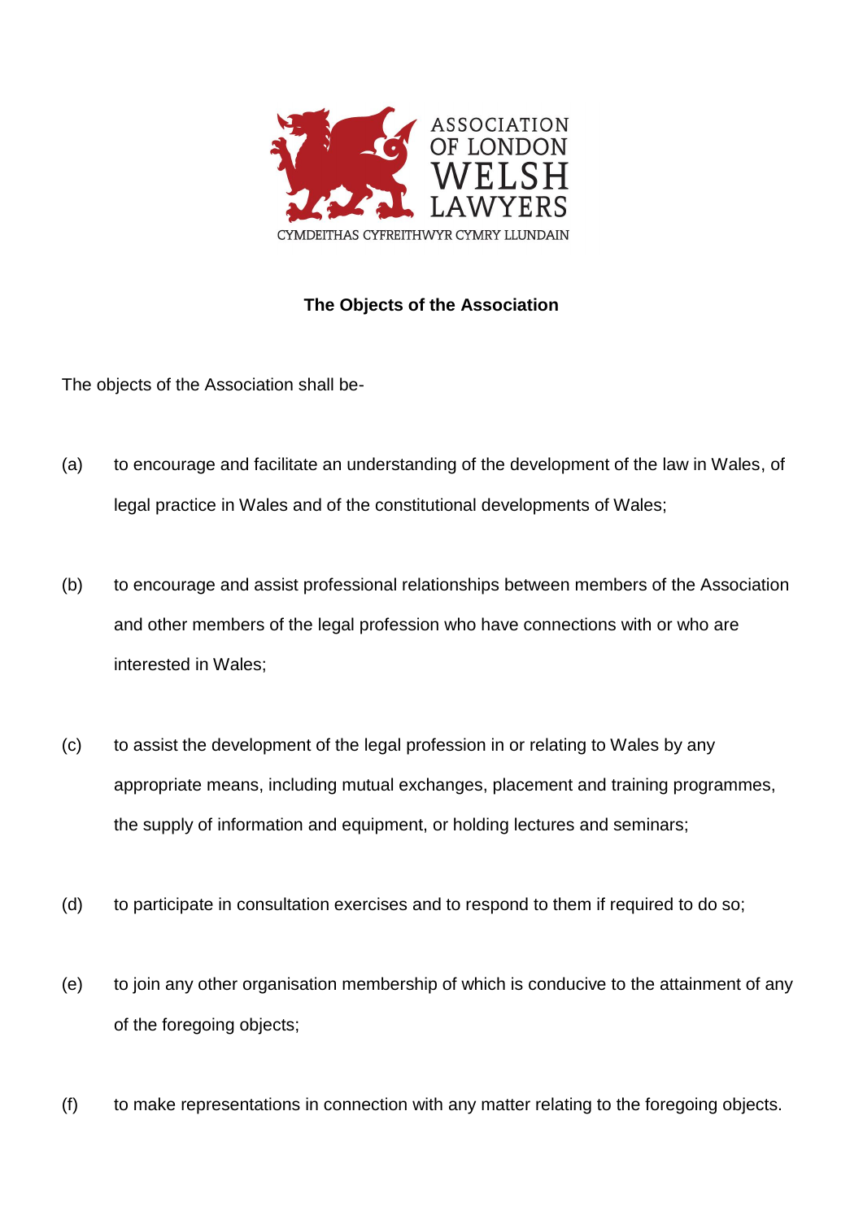ASSOCIATION OF LONDON WELSH LAWYERS

CYMDEITHAS CYFREITHWYR CYMRY LLUNDAIN

## The Objects of the Association

The objects of the Association shall be-

(a) to encourage and facilitate an understanding of the development of the law in Wales, of legal practice in Wales and of the constitutional developments of Wales;

(b) to encourage and assist professional relationships between members of the Association and other members of the legal profession who have connections with or who are interested in Wales;

(c) to assist the development of the legal profession in or relating to Wales by any appropriate means, including mutual exchanges, placement and training programmes, the supply of information and equipment, or holding lectures and seminars;

(d) to participate in consultation exercises and to respond to them if required to do so;

(e) to join any other organisation membership of which is conducive to the attainment of any of the foregoing objects;

(f) to make representations in connection with any matter relating to the foregoing objects.